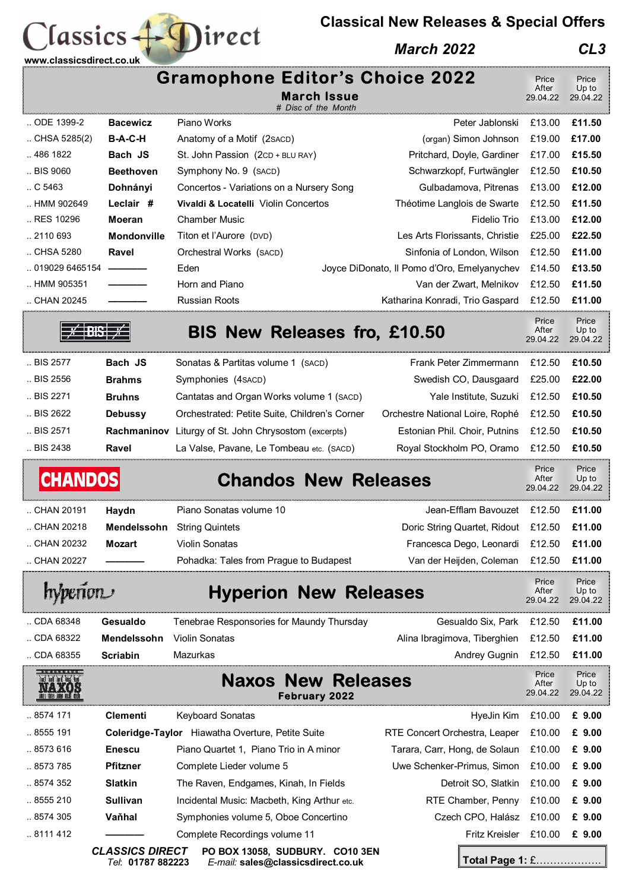# Classics Direct

www.classicsdirect.co.uk

## Classical New Releases & Special Offers

*March 2022* **CL3**

## Gramophone Editor's Choice 2022

**March Issue**

*# Disc of the Month*

| Cat. No. | Composer | Work | Performers | Price After 29.04.22 | Price Up to 29.04.22 |
|---|---|---|---|---|---|
| .. ODE 1399-2 | **Bacewicz** | Piano Works | Peter Jablonski | £13.00 | **£11.50** |
| .. CHSA 5285(2) | **B-A-C-H** | Anatomy of a Motif (2SACD) | (organ) Simon Johnson | £19.00 | **£17.00** |
| .. 486 1822 | **Bach JS** | St. John Passion (2CD + BLU RAY) | Pritchard, Doyle, Gardiner | £17.00 | **£15.50** |
| .. BIS 9060 | **Beethoven** | Symphony No. 9 (SACD) | Schwarzkopf, Furtwängler | £12.50 | **£10.50** |
| .. C 5463 | **Dohnányi** | Concertos - Variations on a Nursery Song | Gulbadamova, Pitrenas | £13.00 | **£12.00** |
| .. HMM 902649 | **Leclair #** | **Vivaldi & Locatelli** Violin Concertos | Théotime Langlois de Swarte | £12.50 | **£11.50** |
| .. RES 10296 | **Moeran** | Chamber Music | Fidelio Trio | £13.00 | **£12.00** |
| .. 2110 693 | **Mondonville** | Titon et l'Aurore (DVD) | Les Arts Florissants, Christie | £25.00 | **£22.50** |
| .. CHSA 5280 | **Ravel** | Orchestral Works (SACD) | Sinfonia of London, Wilson | £12.50 | **£11.00** |
| .. 019029 6465154 | ——— | Eden | Joyce DiDonato, Il Pomo d'Oro, Emelyanychev | £14.50 | **£13.50** |
| .. HMM 905351 | ——— | Horn and Piano | Van der Zwart, Melnikov | £12.50 | **£11.50** |
| .. CHAN 20245 | ——— | Russian Roots | Katharina Konradi, Trio Gaspard | £12.50 | **£11.00** |

## BIS New Releases fro, £10.50

| Cat. No. | Composer | Work | Performers | Price After 29.04.22 | Price Up to 29.04.22 |
|---|---|---|---|---|---|
| .. BIS 2577 | **Bach JS** | Sonatas & Partitas volume 1 (SACD) | Frank Peter Zimmermann | £12.50 | **£10.50** |
| .. BIS 2556 | **Brahms** | Symphonies (4SACD) | Swedish CO, Dausgaard | £25.00 | **£22.00** |
| .. BIS 2271 | **Bruhns** | Cantatas and Organ Works volume 1 (SACD) | Yale Institute, Suzuki | £12.50 | **£10.50** |
| .. BIS 2622 | **Debussy** | Orchestrated: Petite Suite, Children's Corner | Orchestre National Loire, Rophé | £12.50 | **£10.50** |
| .. BIS 2571 | **Rachmaninov** | Liturgy of St. John Chrysostom (excerpts) | Estonian Phil. Choir, Putnins | £12.50 | **£10.50** |
| .. BIS 2438 | **Ravel** | La Valse, Pavane, Le Tombeau etc. (SACD) | Royal Stockholm PO, Oramo | £12.50 | **£10.50** |

## Chandos New Releases

| Cat. No. | Composer | Work | Performers | Price After 29.04.22 | Price Up to 29.04.22 |
|---|---|---|---|---|---|
| .. CHAN 20191 | **Haydn** | Piano Sonatas volume 10 | Jean-Efflam Bavouzet | £12.50 | **£11.00** |
| .. CHAN 20218 | **Mendelssohn** | String Quintets | Doric String Quartet, Ridout | £12.50 | **£11.00** |
| .. CHAN 20232 | **Mozart** | Violin Sonatas | Francesca Dego, Leonardi | £12.50 | **£11.00** |
| .. CHAN 20227 | ——— | Pohadka: Tales from Prague to Budapest | Van der Heijden, Coleman | £12.50 | **£11.00** |

## Hyperion New Releases

| Cat. No. | Composer | Work | Performers | Price After 29.04.22 | Price Up to 29.04.22 |
|---|---|---|---|---|---|
| .. CDA 68348 | **Gesualdo** | Tenebrae Responsories for Maundy Thursday | Gesualdo Six, Park | £12.50 | **£11.00** |
| .. CDA 68322 | **Mendelssohn** | Violin Sonatas | Alina Ibragimova, Tiberghien | £12.50 | **£11.00** |
| .. CDA 68355 | **Scriabin** | Mazurkas | Andrey Gugnin | £12.50 | **£11.00** |

## Naxos New Releases

**February 2022**

| Cat. No. | Composer | Work | Performers | Price After 29.04.22 | Price Up to 29.04.22 |
|---|---|---|---|---|---|
| .. 8574 171 | **Clementi** | Keyboard Sonatas | HyeJin Kim | £10.00 | **£ 9.00** |
| .. 8555 191 | **Coleridge-Taylor** | Hiawatha Overture, Petite Suite | RTE Concert Orchestra, Leaper | £10.00 | **£ 9.00** |
| .. 8573 616 | **Enescu** | Piano Quartet 1, Piano Trio in A minor | Tarara, Carr, Hong, de Solaun | £10.00 | **£ 9.00** |
| .. 8573 785 | **Pfitzner** | Complete Lieder volume 5 | Uwe Schenker-Primus, Simon | £10.00 | **£ 9.00** |
| .. 8574 352 | **Slatkin** | The Raven, Endgames, Kinah, In Fields | Detroit SO, Slatkin | £10.00 | **£ 9.00** |
| .. 8555 210 | **Sullivan** | Incidental Music: Macbeth, King Arthur etc. | RTE Chamber, Penny | £10.00 | **£ 9.00** |
| .. 8574 305 | **Vaňhal** | Symphonies volume 5, Oboe Concertino | Czech CPO, Halász | £10.00 | **£ 9.00** |
| .. 8111 412 | ——— | Complete Recordings volume 11 | Fritz Kreisler | £10.00 | **£ 9.00** |

***CLASSICS DIRECT*** **PO BOX 13058, SUDBURY. CO10 3EN**
*Tel:* **01787 882223** *E-mail:* **sales@classicsdirect.co.uk**

**Total Page 1: £……………….**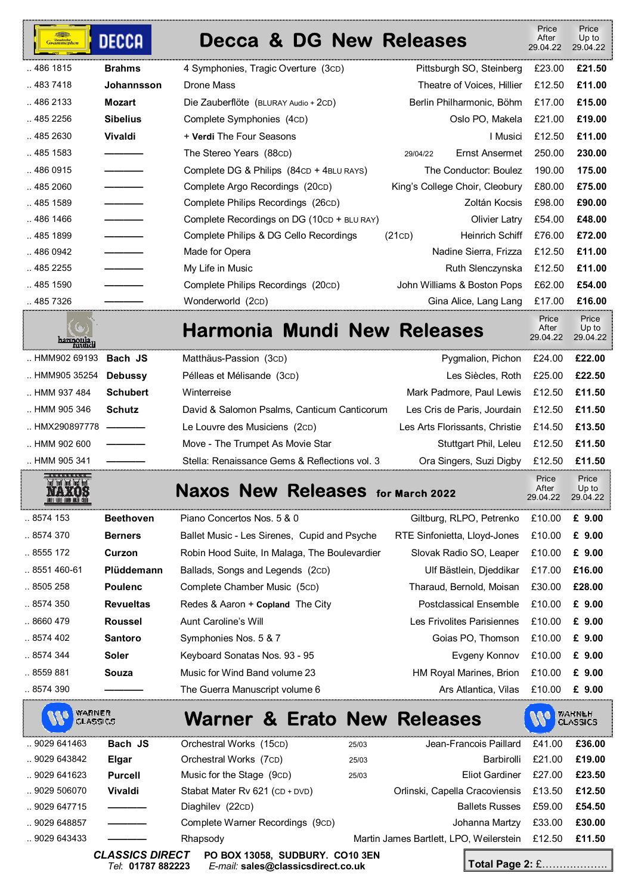## Decca & DG New Releases

| Cat. No. | Composer | Title | Artist | Price After 29.04.22 | Price Up to 29.04.22 |
|---|---|---|---|---|---|
| .. 486 1815 | **Brahms** | 4 Symphonies, Tragic Overture (3CD) | Pittsburgh SO, Steinberg | £23.00 | **£21.50** |
| .. 483 7418 | **Johannsson** | Drone Mass | Theatre of Voices, Hillier | £12.50 | **£11.00** |
| .. 486 2133 | **Mozart** | Die Zauberflöte (BLURAY Audio + 2CD) | Berlin Philharmonic, Böhm | £17.00 | **£15.00** |
| .. 485 2256 | **Sibelius** | Complete Symphonies (4CD) | Oslo PO, Makela | £21.00 | **£19.00** |
| .. 485 2630 | **Vivaldi** | + **Verdi** The Four Seasons | I Musici | £12.50 | **£11.00** |
| .. 485 1583 | ———— | The Stereo Years (88CD) 29/04/22 | Ernst Ansermet | 250.00 | **230.00** |
| .. 486 0915 | ———— | Complete DG & Philips (84CD + 4BLU RAYS) | The Conductor: Boulez | 190.00 | **175.00** |
| .. 485 2060 | ———— | Complete Argo Recordings (20CD) | King's College Choir, Cleobury | £80.00 | **£75.00** |
| .. 485 1589 | ———— | Complete Philips Recordings (26CD) | Zoltán Kocsis | £98.00 | **£90.00** |
| .. 486 1466 | ———— | Complete Recordings on DG (10CD + BLU RAY) | Olivier Latry | £54.00 | **£48.00** |
| .. 485 1899 | ———— | Complete Philips & DG Cello Recordings (21CD) | Heinrich Schiff | £76.00 | **£72.00** |
| .. 486 0942 | ———— | Made for Opera | Nadine Sierra, Frizza | £12.50 | **£11.00** |
| .. 485 2255 | ———— | My Life in Music | Ruth Slenczynska | £12.50 | **£11.00** |
| .. 485 1590 | ———— | Complete Philips Recordings (20CD) | John Williams & Boston Pops | £62.00 | **£54.00** |
| .. 485 7326 | ———— | Wonderworld (2CD) | Gina Alice, Lang Lang | £17.00 | **£16.00** |

## Harmonia Mundi New Releases

| Cat. No. | Composer | Title | Artist | Price After 29.04.22 | Price Up to 29.04.22 |
|---|---|---|---|---|---|
| .. HMM902 69193 | **Bach JS** | Matthäus-Passion (3CD) | Pygmalion, Pichon | £24.00 | **£22.00** |
| .. HMM905 35254 | **Debussy** | Pélleas et Mélisande (3CD) | Les Siècles, Roth | £25.00 | **£22.50** |
| .. HMM 937 484 | **Schubert** | Winterreise | Mark Padmore, Paul Lewis | £12.50 | **£11.50** |
| .. HMM 905 346 | **Schutz** | David & Salomon Psalms, Canticum Canticorum | Les Cris de Paris, Jourdain | £12.50 | **£11.50** |
| .. HMX290897778 | ———— | Le Louvre des Musiciens (2CD) | Les Arts Florissants, Christie | £14.50 | **£13.50** |
| .. HMM 902 600 | ———— | Move - The Trumpet As Movie Star | Stuttgart Phil, Leleu | £12.50 | **£11.50** |
| .. HMM 905 341 | ———— | Stella: Renaissance Gems & Reflections vol. 3 | Ora Singers, Suzi Digby | £12.50 | **£11.50** |

## Naxos New Releases for March 2022

| Cat. No. | Composer | Title | Artist | Price After 29.04.22 | Price Up to 29.04.22 |
|---|---|---|---|---|---|
| .. 8574 153 | **Beethoven** | Piano Concertos Nos. 5 & 0 | Giltburg, RLPO, Petrenko | £10.00 | **£ 9.00** |
| .. 8574 370 | **Berners** | Ballet Music - Les Sirenes, Cupid and Psyche | RTE Sinfonietta, Lloyd-Jones | £10.00 | **£ 9.00** |
| .. 8555 172 | **Curzon** | Robin Hood Suite, In Malaga, The Boulevardier | Slovak Radio SO, Leaper | £10.00 | **£ 9.00** |
| .. 8551 460-61 | **Plüddemann** | Ballads, Songs and Legends (2CD) | Ulf Bästlein, Djeddikar | £17.00 | **£16.00** |
| .. 8505 258 | **Poulenc** | Complete Chamber Music (5CD) | Tharaud, Bernold, Moisan | £30.00 | **£28.00** |
| .. 8574 350 | **Revueltas** | Redes & Aaron + **Copland** The City | Postclassical Ensemble | £10.00 | **£ 9.00** |
| .. 8660 479 | **Roussel** | Aunt Caroline's Will | Les Frivolites Parisiennes | £10.00 | **£ 9.00** |
| .. 8574 402 | **Santoro** | Symphonies Nos. 5 & 7 | Goias PO, Thomson | £10.00 | **£ 9.00** |
| .. 8574 344 | **Soler** | Keyboard Sonatas Nos. 93 - 95 | Evgeny Konnov | £10.00 | **£ 9.00** |
| .. 8559 881 | **Souza** | Music for Wind Band volume 23 | HM Royal Marines, Brion | £10.00 | **£ 9.00** |
| .. 8574 390 | ———— | The Guerra Manuscript volume 6 | Ars Atlantica, Vilas | £10.00 | **£ 9.00** |

## Warner & Erato New Releases

| Cat. No. | Composer | Title | Artist | Price After 29.04.22 | Price Up to 29.04.22 |
|---|---|---|---|---|---|
| .. 9029 641463 | **Bach JS** | Orchestral Works (15CD) 25/03 | Jean-Francois Paillard | £41.00 | **£36.00** |
| .. 9029 643842 | **Elgar** | Orchestral Works (7CD) 25/03 | Barbirolli | £21.00 | **£19.00** |
| .. 9029 641623 | **Purcell** | Music for the Stage (9CD) 25/03 | Eliot Gardiner | £27.00 | **£23.50** |
| .. 9029 506070 | **Vivaldi** | Stabat Mater Rv 621 (CD + DVD) | Orlinski, Capella Cracoviensis | £13.50 | **£12.50** |
| .. 9029 647715 | ———— | Diaghilev (22CD) | Ballets Russes | £59.00 | **£54.50** |
| .. 9029 648857 | ———— | Complete Warner Recordings (9CD) | Johanna Martzy | £33.00 | **£30.00** |
| .. 9029 643433 | ———— | Rhapsody | Martin James Bartlett, LPO, Weilerstein | £12.50 | **£11.50** |

***CLASSICS DIRECT*** *Tel*: **01787 882223** **PO BOX 13058, SUDBURY. CO10 3EN** *E-mail:* **sales@classicsdirect.co.uk**

**Total Page 2:** £..................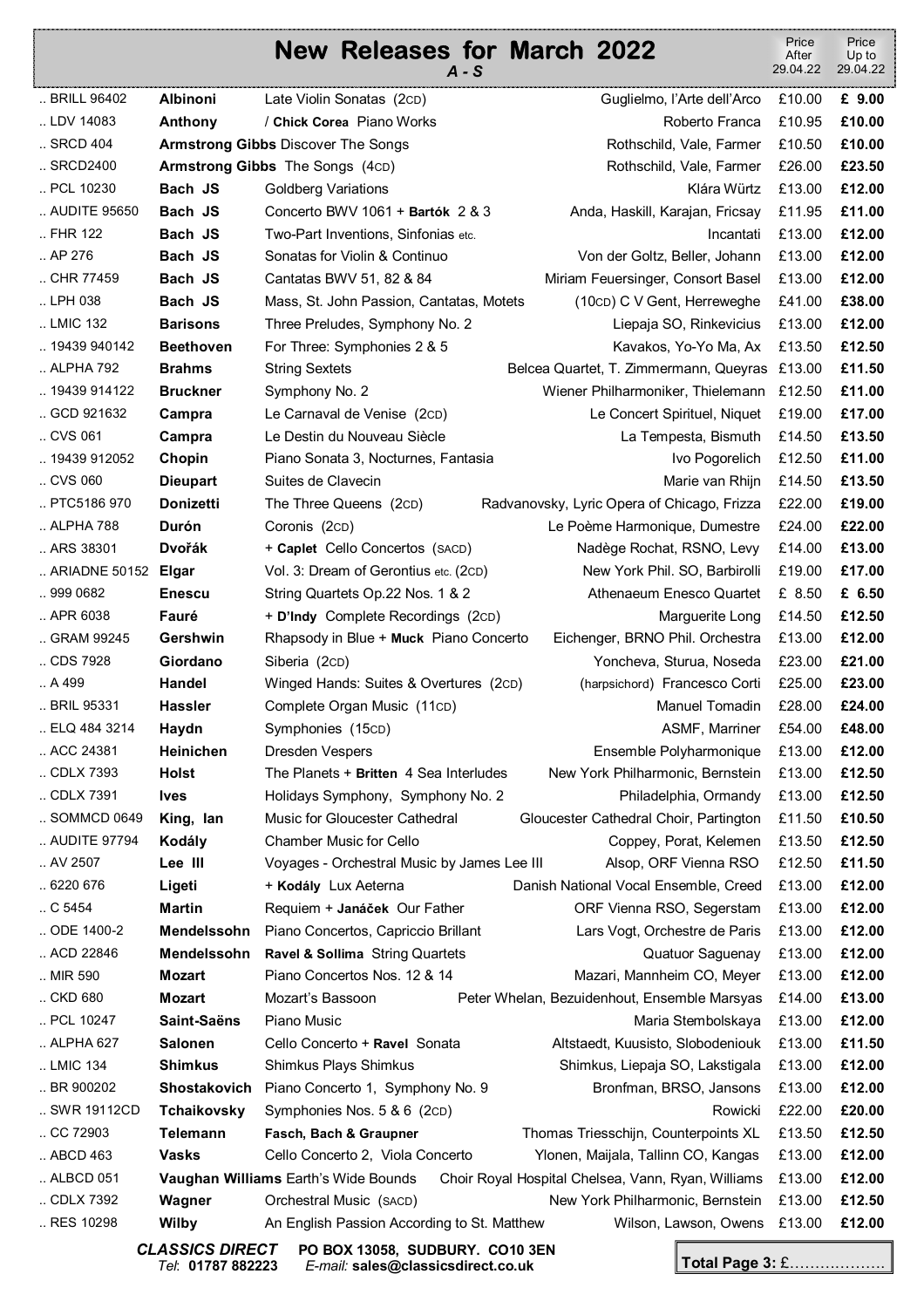# New Releases for March 2022

*A - S*

| Cat. No. | Composer | Title | Performers | Price After 29.04.22 | Price Up to 29.04.22 |
|---|---|---|---|---|---|
| .. BRILL 96402 | **Albinoni** | Late Violin Sonatas (2CD) | Guglielmo, l'Arte dell'Arco | £10.00 | **£ 9.00** |
| .. LDV 14083 | **Anthony** | / **Chick Corea** Piano Works | Roberto Franca | £10.95 | **£10.00** |
| .. SRCD 404 | **Armstrong Gibbs** | Discover The Songs | Rothschild, Vale, Farmer | £10.50 | **£10.00** |
| .. SRCD2400 | **Armstrong Gibbs** | The Songs (4CD) | Rothschild, Vale, Farmer | £26.00 | **£23.50** |
| .. PCL 10230 | **Bach JS** | Goldberg Variations | Klára Würtz | £13.00 | **£12.00** |
| .. AUDITE 95650 | **Bach JS** | Concerto BWV 1061 + **Bartók** 2 & 3 | Anda, Haskill, Karajan, Fricsay | £11.95 | **£11.00** |
| .. FHR 122 | **Bach JS** | Two-Part Inventions, Sinfonias etc. | Incantati | £13.00 | **£12.00** |
| .. AP 276 | **Bach JS** | Sonatas for Violin & Continuo | Von der Goltz, Beller, Johann | £13.00 | **£12.00** |
| .. CHR 77459 | **Bach JS** | Cantatas BWV 51, 82 & 84 | Miriam Feuersinger, Consort Basel | £13.00 | **£12.00** |
| .. LPH 038 | **Bach JS** | Mass, St. John Passion, Cantatas, Motets | (10CD) C V Gent, Herreweghe | £41.00 | **£38.00** |
| .. LMIC 132 | **Barisons** | Three Preludes, Symphony No. 2 | Liepaja SO, Rinkevicius | £13.00 | **£12.00** |
| .. 19439 940142 | **Beethoven** | For Three: Symphonies 2 & 5 | Kavakos, Yo-Yo Ma, Ax | £13.50 | **£12.50** |
| .. ALPHA 792 | **Brahms** | String Sextets | Belcea Quartet, T. Zimmermann, Queyras | £13.00 | **£11.50** |
| .. 19439 914122 | **Bruckner** | Symphony No. 2 | Wiener Philharmoniker, Thielemann | £12.50 | **£11.00** |
| .. GCD 921632 | **Campra** | Le Carnaval de Venise (2CD) | Le Concert Spirituel, Niquet | £19.00 | **£17.00** |
| .. CVS 061 | **Campra** | Le Destin du Nouveau Siècle | La Tempesta, Bismuth | £14.50 | **£13.50** |
| .. 19439 912052 | **Chopin** | Piano Sonata 3, Nocturnes, Fantasia | Ivo Pogorelich | £12.50 | **£11.00** |
| .. CVS 060 | **Dieupart** | Suites de Clavecin | Marie van Rhijn | £14.50 | **£13.50** |
| .. PTC5186 970 | **Donizetti** | The Three Queens (2CD) | Radvanovsky, Lyric Opera of Chicago, Frizza | £22.00 | **£19.00** |
| .. ALPHA 788 | **Durón** | Coronis (2CD) | Le Poème Harmonique, Dumestre | £24.00 | **£22.00** |
| .. ARS 38301 | **Dvořák** | + **Caplet** Cello Concertos (SACD) | Nadège Rochat, RSNO, Levy | £14.00 | **£13.00** |
| .. ARIADNE 50152 | **Elgar** | Vol. 3: Dream of Gerontius etc. (2CD) | New York Phil. SO, Barbirolli | £19.00 | **£17.00** |
| .. 999 0682 | **Enescu** | String Quartets Op.22 Nos. 1 & 2 | Athenaeum Enesco Quartet | £ 8.50 | **£ 6.50** |
| .. APR 6038 | **Fauré** | + **D'Indy** Complete Recordings (2CD) | Marguerite Long | £14.50 | **£12.50** |
| .. GRAM 99245 | **Gershwin** | Rhapsody in Blue + **Muck** Piano Concerto | Eichenger, BRNO Phil. Orchestra | £13.00 | **£12.00** |
| .. CDS 7928 | **Giordano** | Siberia (2CD) | Yoncheva, Sturua, Noseda | £23.00 | **£21.00** |
| .. A 499 | **Handel** | Winged Hands: Suites & Overtures (2CD) | (harpsichord) Francesco Corti | £25.00 | **£23.00** |
| .. BRIL 95331 | **Hassler** | Complete Organ Music (11CD) | Manuel Tomadin | £28.00 | **£24.00** |
| .. ELQ 484 3214 | **Haydn** | Symphonies (15CD) | ASMF, Marriner | £54.00 | **£48.00** |
| .. ACC 24381 | **Heinichen** | Dresden Vespers | Ensemble Polyharmonique | £13.00 | **£12.00** |
| .. CDLX 7393 | **Holst** | The Planets + **Britten** 4 Sea Interludes | New York Philharmonic, Bernstein | £13.00 | **£12.50** |
| .. CDLX 7391 | **Ives** | Holidays Symphony, Symphony No. 2 | Philadelphia, Ormandy | £13.00 | **£12.50** |
| .. SOMMCD 0649 | **King, Ian** | Music for Gloucester Cathedral | Gloucester Cathedral Choir, Partington | £11.50 | **£10.50** |
| .. AUDITE 97794 | **Kodály** | Chamber Music for Cello | Coppey, Porat, Kelemen | £13.50 | **£12.50** |
| .. AV 2507 | **Lee III** | Voyages - Orchestral Music by James Lee III | Alsop, ORF Vienna RSO | £12.50 | **£11.50** |
| .. 6220 676 | **Ligeti** | + **Kodály** Lux Aeterna | Danish National Vocal Ensemble, Creed | £13.00 | **£12.00** |
| .. C 5454 | **Martin** | Requiem + **Janáček** Our Father | ORF Vienna RSO, Segerstam | £13.00 | **£12.00** |
| .. ODE 1400-2 | **Mendelssohn** | Piano Concertos, Capriccio Brillant | Lars Vogt, Orchestre de Paris | £13.00 | **£12.00** |
| .. ACD 22846 | **Mendelssohn** | **Ravel & Sollima** String Quartets | Quatuor Saguenay | £13.00 | **£12.00** |
| .. MIR 590 | **Mozart** | Piano Concertos Nos. 12 & 14 | Mazari, Mannheim CO, Meyer | £13.00 | **£12.00** |
| .. CKD 680 | **Mozart** | Mozart's Bassoon | Peter Whelan, Bezuidenhout, Ensemble Marsyas | £14.00 | **£13.00** |
| .. PCL 10247 | **Saint-Saëns** | Piano Music | Maria Stembolskaya | £13.00 | **£12.00** |
| .. ALPHA 627 | **Salonen** | Cello Concerto + **Ravel** Sonata | Altstaedt, Kuusisto, Slobodeniouk | £13.00 | **£11.50** |
| .. LMIC 134 | **Shimkus** | Shimkus Plays Shimkus | Shimkus, Liepaja SO, Lakstigala | £13.00 | **£12.00** |
| .. BR 900202 | **Shostakovich** | Piano Concerto 1, Symphony No. 9 | Bronfman, BRSO, Jansons | £13.00 | **£12.00** |
| .. SWR 19112CD | **Tchaikovsky** | Symphonies Nos. 5 & 6 (2CD) | Rowicki | £22.00 | **£20.00** |
| .. CC 72903 | **Telemann** | **Fasch, Bach & Graupner** | Thomas Triesschijn, Counterpoints XL | £13.50 | **£12.50** |
| .. ABCD 463 | **Vasks** | Cello Concerto 2, Viola Concerto | Ylonen, Maijala, Tallinn CO, Kangas | £13.00 | **£12.00** |
| .. ALBCD 051 | **Vaughan Williams** | Earth's Wide Bounds | Choir Royal Hospital Chelsea, Vann, Ryan, Williams | £13.00 | **£12.00** |
| .. CDLX 7392 | **Wagner** | Orchestral Music (SACD) | New York Philharmonic, Bernstein | £13.00 | **£12.50** |
| .. RES 10298 | **Wilby** | An English Passion According to St. Matthew | Wilson, Lawson, Owens | £13.00 | **£12.00** |

***CLASSICS DIRECT*** **PO BOX 13058, SUDBURY. CO10 3EN**
*Tel*: **01787 882223** *E-mail:* **sales@classicsdirect.co.uk**

**Total Page 3:** £……………….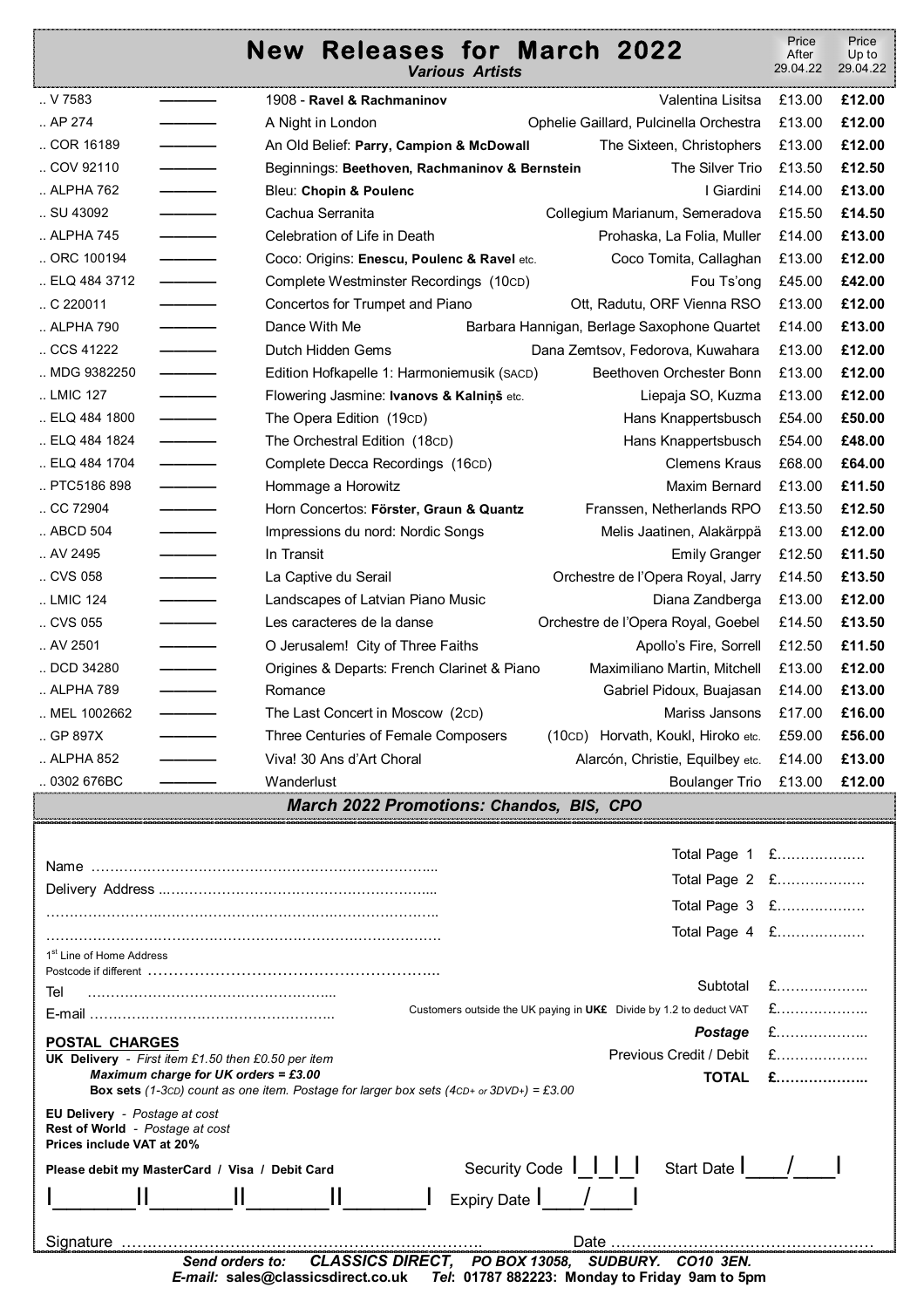# New Releases for March 2022

*Various Artists*

| | | | | Price After 29.04.22 | Price Up to 29.04.22 |
|---|---|---|---|---|---|
| .. V 7583 | ———— | 1908 - **Ravel & Rachmaninov** | Valentina Lisitsa | £13.00 | **£12.00** |
| .. AP 274 | ———— | A Night in London | Ophelie Gaillard, Pulcinella Orchestra | £13.00 | **£12.00** |
| .. COR 16189 | ———— | An Old Belief: **Parry, Campion & McDowall** | The Sixteen, Christophers | £13.00 | **£12.00** |
| .. COV 92110 | ———— | Beginnings: **Beethoven, Rachmaninov & Bernstein** | The Silver Trio | £13.50 | **£12.50** |
| .. ALPHA 762 | ———— | Bleu: **Chopin & Poulenc** | I Giardini | £14.00 | **£13.00** |
| .. SU 43092 | ———— | Cachua Serranita | Collegium Marianum, Semeradova | £15.50 | **£14.50** |
| .. ALPHA 745 | ———— | Celebration of Life in Death | Prohaska, La Folia, Muller | £14.00 | **£13.00** |
| .. ORC 100194 | ———— | Coco: Origins: **Enescu, Poulenc & Ravel** etc. | Coco Tomita, Callaghan | £13.00 | **£12.00** |
| .. ELQ 484 3712 | ———— | Complete Westminster Recordings (10CD) | Fou Ts'ong | £45.00 | **£42.00** |
| .. C 220011 | ———— | Concertos for Trumpet and Piano | Ott, Radutu, ORF Vienna RSO | £13.00 | **£12.00** |
| .. ALPHA 790 | ———— | Dance With Me | Barbara Hannigan, Berlage Saxophone Quartet | £14.00 | **£13.00** |
| .. CCS 41222 | ———— | Dutch Hidden Gems | Dana Zemtsov, Fedorova, Kuwahara | £13.00 | **£12.00** |
| .. MDG 9382250 | ———— | Edition Hofkapelle 1: Harmoniemusik (SACD) | Beethoven Orchester Bonn | £13.00 | **£12.00** |
| .. LMIC 127 | ———— | Flowering Jasmine: **Ivanovs & Kalniņš** etc. | Liepaja SO, Kuzma | £13.00 | **£12.00** |
| .. ELQ 484 1800 | ———— | The Opera Edition (19CD) | Hans Knappertsbusch | £54.00 | **£50.00** |
| .. ELQ 484 1824 | ———— | The Orchestral Edition (18CD) | Hans Knappertsbusch | £54.00 | **£48.00** |
| .. ELQ 484 1704 | ———— | Complete Decca Recordings (16CD) | Clemens Kraus | £68.00 | **£64.00** |
| .. PTC5186 898 | ———— | Hommage a Horowitz | Maxim Bernard | £13.00 | **£11.50** |
| .. CC 72904 | ———— | Horn Concertos: **Förster, Graun & Quantz** | Franssen, Netherlands RPO | £13.50 | **£12.50** |
| .. ABCD 504 | ———— | Impressions du nord: Nordic Songs | Melis Jaatinen, Alakärppä | £13.00 | **£12.00** |
| .. AV 2495 | ———— | In Transit | Emily Granger | £12.50 | **£11.50** |
| .. CVS 058 | ———— | La Captive du Serail | Orchestre de l'Opera Royal, Jarry | £14.50 | **£13.50** |
| .. LMIC 124 | ———— | Landscapes of Latvian Piano Music | Diana Zandberga | £13.00 | **£12.00** |
| .. CVS 055 | ———— | Les caracteres de la danse | Orchestre de l'Opera Royal, Goebel | £14.50 | **£13.50** |
| .. AV 2501 | ———— | O Jerusalem! City of Three Faiths | Apollo's Fire, Sorrell | £12.50 | **£11.50** |
| .. DCD 34280 | ———— | Origines & Departs: French Clarinet & Piano | Maximiliano Martin, Mitchell | £13.00 | **£12.00** |
| .. ALPHA 789 | ———— | Romance | Gabriel Pidoux, Buajasan | £14.00 | **£13.00** |
| .. MEL 1002662 | ———— | The Last Concert in Moscow (2CD) | Mariss Jansons | £17.00 | **£16.00** |
| .. GP 897X | ———— | Three Centuries of Female Composers | (10CD) Horvath, Koukl, Hiroko etc. | £59.00 | **£56.00** |
| .. ALPHA 852 | ———— | Viva! 30 Ans d'Art Choral | Alarcón, Christie, Equilbey etc. | £14.00 | **£13.00** |
| .. 0302 676BC | ———— | Wanderlust | Boulanger Trio | £13.00 | **£12.00** |

## *March 2022 Promotions: Chandos, BIS, CPO*

Name ………………………………………………………………...

Delivery Address ..…………………………………………………...

……………………………………………………………………………..

……………………………………………………………………………..

1st Line of Home Address

Postcode if different …………………………………………………..

Tel ……………………………………………...

E-mail ……………………………………………..

Total Page 1 £………………

Total Page 2 £………………

Total Page 3 £………………

Total Page 4 £………………

Subtotal £………………..

Customers outside the UK paying in **UK£** Divide by 1.2 to deduct VAT £………………..

***Postage*** £………………..

Previous Credit / Debit £………………..

**TOTAL £………………..**

**POSTAL CHARGES**

**UK Delivery** - *First item £1.50 then £0.50 per item*

***Maximum charge for UK orders = £3.00***

**Box sets** *(1-3CD) count as one item. Postage for larger box sets (4CD+ or 3DVD+) = £3.00*

**EU Delivery** - *Postage at cost*

**Rest of World** - *Postage at cost*

**Prices include VAT at 20%**

**Please debit my MasterCard / Visa / Debit Card**

Security Code |_|_|_| Start Date |___/___|

|_______||_______||_______||_______| Expiry Date |___/___|

Signature ……………………………………………………………. Date ……………………………………………

***Send orders to: CLASSICS DIRECT, PO BOX 13058, SUDBURY. CO10 3EN.***

***E-mail:*** **sales@classicsdirect.co.uk** ***Tel*****: 01787 882223: Monday to Friday 9am to 5pm**